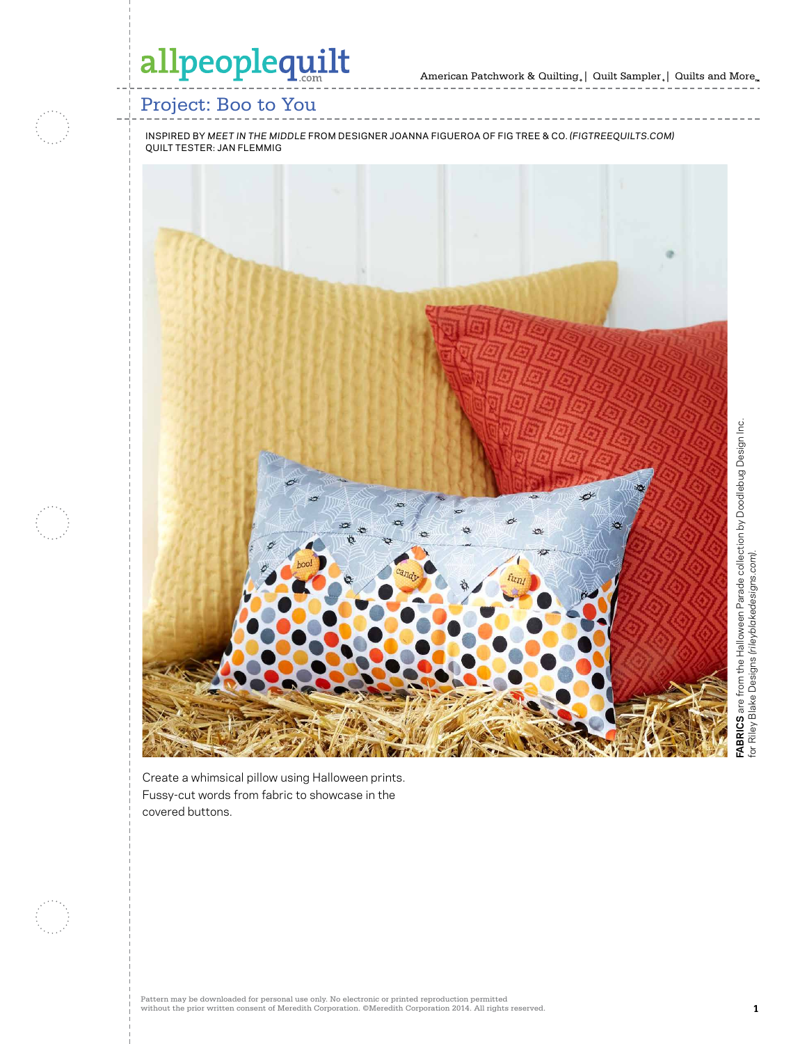# Project: Boo to You

INSPIRED BY *MEET IN THE MIDDLE* FROM DESIGNER JOANNA FIGUEROA OF FIG TREE & CO. *(FIGTREEQUILTS.COM)*
QUILT TESTER: JAN FLEMMIG

**FABRICS** are from the Halloween Parade collection by Doodlebug Design Inc. for Riley Blake Designs *(rileyblakedesigns.com)*.

Create a whimsical pillow using Halloween prints. Fussy-cut words from fabric to showcase in the covered buttons.

Pattern may be downloaded for personal use only. No electronic or printed reproduction permitted without the prior written consent of Meredith Corporation. ©Meredith Corporation 2014. All rights reserved.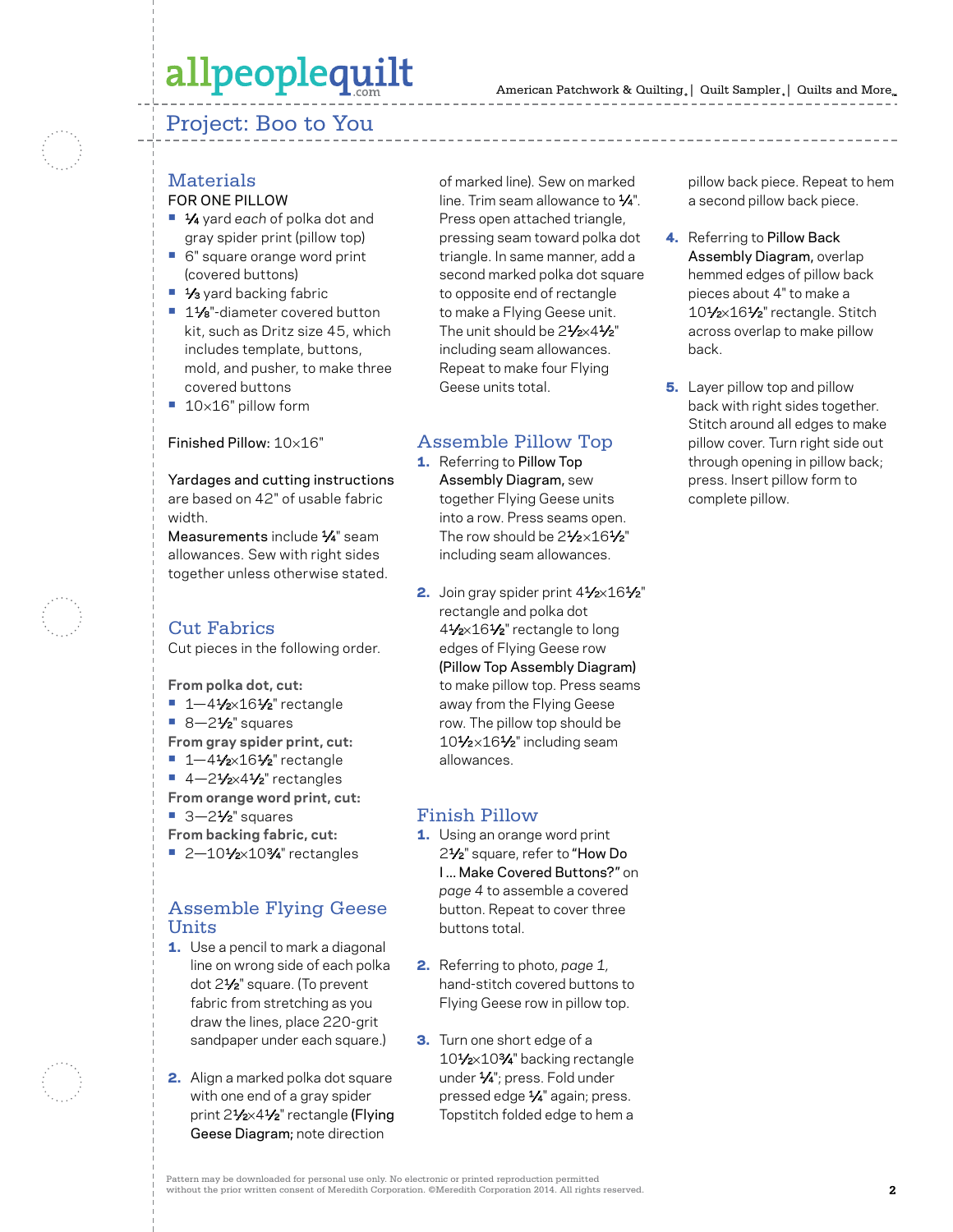# Project: Boo to You

## Materials

FOR ONE PILLOW

- ¼ yard *each* of polka dot and gray spider print (pillow top)
- 6" square orange word print (covered buttons)
- ⅓ yard backing fabric
- 1⅛"-diameter covered button kit, such as Dritz size 45, which includes template, buttons, mold, and pusher, to make three covered buttons
- 10×16" pillow form

Finished Pillow: 10×16"

Yardages and cutting instructions are based on 42" of usable fabric width.

Measurements include ¼" seam allowances. Sew with right sides together unless otherwise stated.

## Cut Fabrics

Cut pieces in the following order.

**From polka dot, cut:**

- 1—4½×16½" rectangle
- 8—2½" squares

**From gray spider print, cut:**

- 1—4½×16½" rectangle
- 4—2½×4½" rectangles

**From orange word print, cut:**

- 3—2½" squares

**From backing fabric, cut:**

- 2—10½×10¾" rectangles

## Assemble Flying Geese Units

1. Use a pencil to mark a diagonal line on wrong side of each polka dot 2½" square. (To prevent fabric from stretching as you draw the lines, place 220-grit sandpaper under each square.)

2. Align a marked polka dot square with one end of a gray spider print 2½×4½" rectangle (Flying Geese Diagram; note direction of marked line). Sew on marked line. Trim seam allowance to ¼". Press open attached triangle, pressing seam toward polka dot triangle. In same manner, add a second marked polka dot square to opposite end of rectangle to make a Flying Geese unit. The unit should be 2½×4½" including seam allowances. Repeat to make four Flying Geese units total.

## Assemble Pillow Top

1. Referring to Pillow Top Assembly Diagram, sew together Flying Geese units into a row. Press seams open. The row should be 2½×16½" including seam allowances.

2. Join gray spider print 4½×16½" rectangle and polka dot 4½×16½" rectangle to long edges of Flying Geese row (Pillow Top Assembly Diagram) to make pillow top. Press seams away from the Flying Geese row. The pillow top should be 10½×16½" including seam allowances.

## Finish Pillow

1. Using an orange word print 2½" square, refer to "How Do I ... Make Covered Buttons?" on *page 4* to assemble a covered button. Repeat to cover three buttons total.

2. Referring to photo, *page 1*, hand-stitch covered buttons to Flying Geese row in pillow top.

3. Turn one short edge of a 10½×10¾" backing rectangle under ¼"; press. Fold under pressed edge ¼" again; press. Topstitch folded edge to hem a pillow back piece. Repeat to hem a second pillow back piece.

4. Referring to Pillow Back Assembly Diagram, overlap hemmed edges of pillow back pieces about 4" to make a 10½×16½" rectangle. Stitch across overlap to make pillow back.

5. Layer pillow top and pillow back with right sides together. Stitch around all edges to make pillow cover. Turn right side out through opening in pillow back; press. Insert pillow form to complete pillow.

Pattern may be downloaded for personal use only. No electronic or printed reproduction permitted without the prior written consent of Meredith Corporation. ©Meredith Corporation 2014. All rights reserved.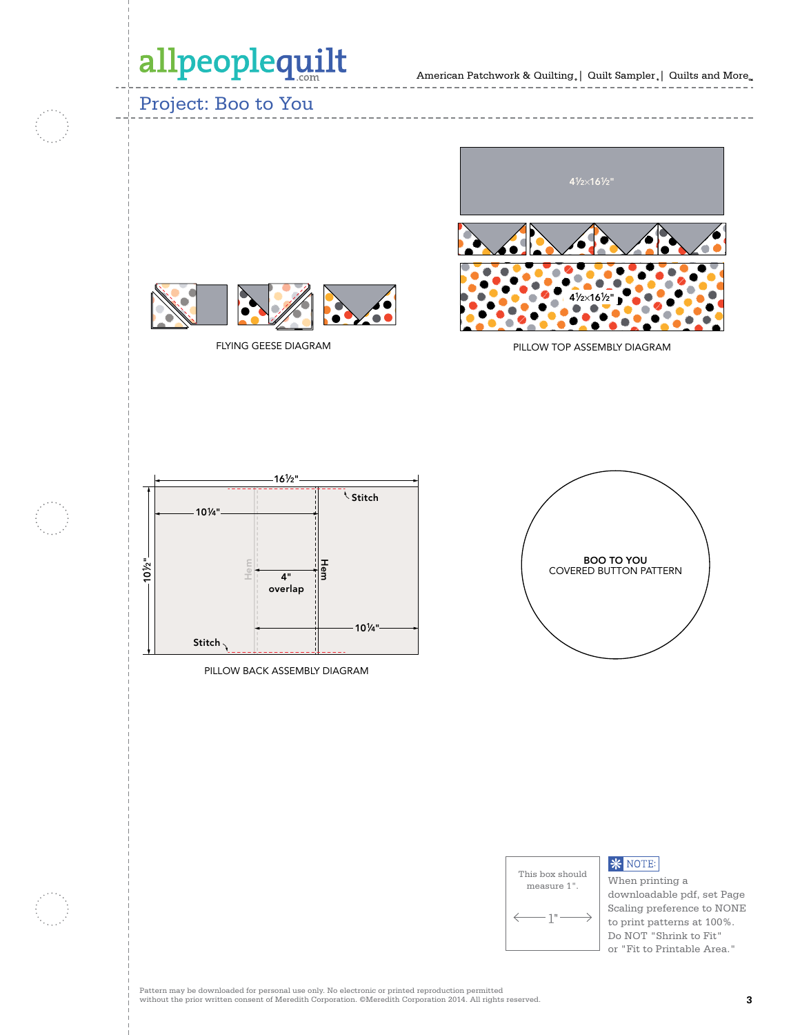# Project: Boo to You

4½×16½"

4½×16½"

PILLOW TOP ASSEMBLY DIAGRAM

FLYING GEESE DIAGRAM

16½"

10¼"

Stitch

10½"

Hem

4" overlap

Hem

10¼"

Stitch

PILLOW BACK ASSEMBLY DIAGRAM

BOO TO YOU
COVERED BUTTON PATTERN

This box should measure 1".

1"

NOTE:
When printing a downloadable pdf, set Page Scaling preference to NONE to print patterns at 100%. Do NOT "Shrink to Fit" or "Fit to Printable Area."

Pattern may be downloaded for personal use only. No electronic or printed reproduction permitted without the prior written consent of Meredith Corporation. ©Meredith Corporation 2014. All rights reserved.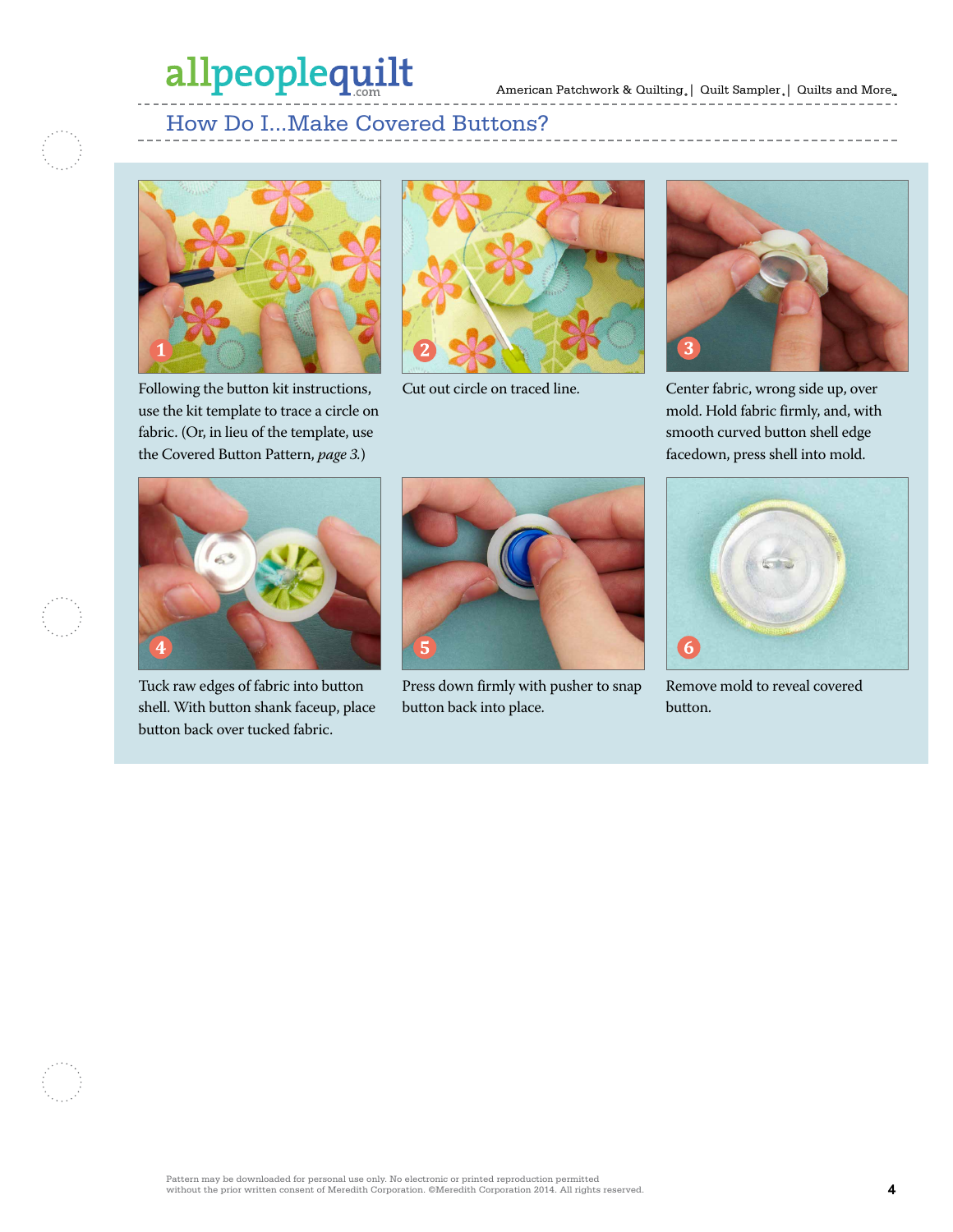## How Do I...Make Covered Buttons?

1. Following the button kit instructions, use the kit template to trace a circle on fabric. (Or, in lieu of the template, use the Covered Button Pattern, *page 3*.)

2. Cut out circle on traced line.

3. Center fabric, wrong side up, over mold. Hold fabric firmly, and, with smooth curved button shell edge facedown, press shell into mold.

4. Tuck raw edges of fabric into button shell. With button shank faceup, place button back over tucked fabric.

5. Press down firmly with pusher to snap button back into place.

6. Remove mold to reveal covered button.

Pattern may be downloaded for personal use only. No electronic or printed reproduction permitted without the prior written consent of Meredith Corporation. ©Meredith Corporation 2014. All rights reserved.